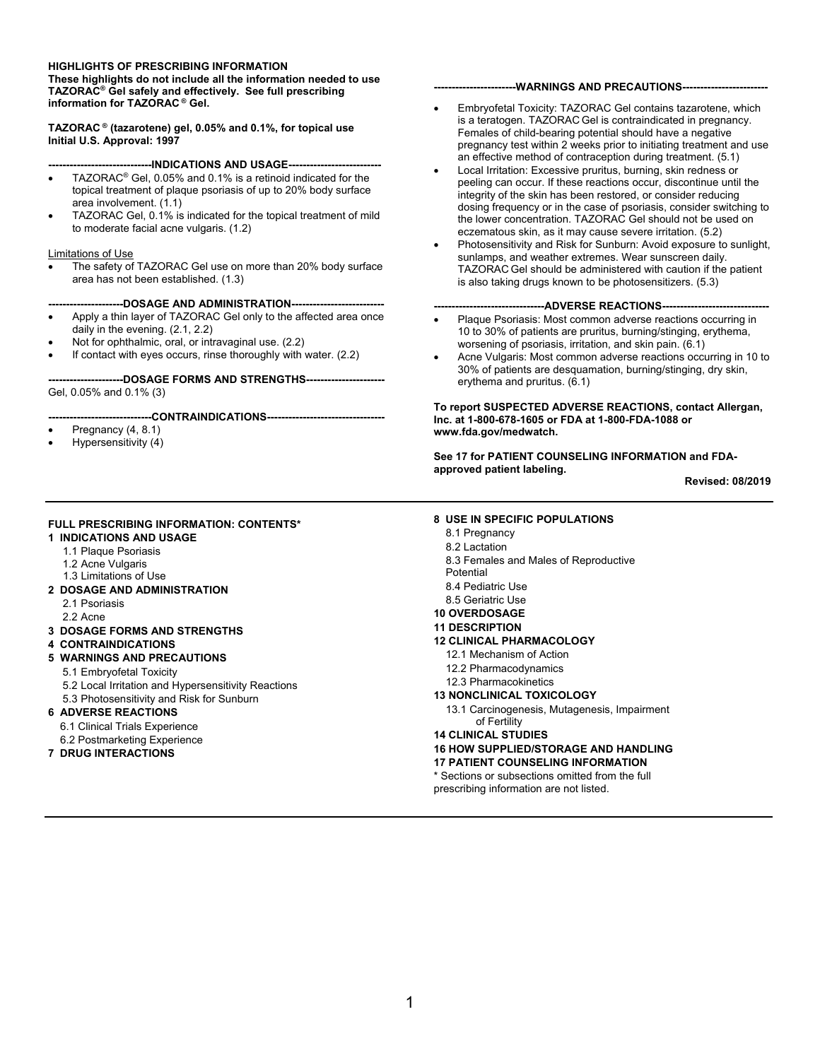**HIGHLIGHTS OF PRESCRIBING INFORMATION**
**These highlights do not include all the information needed to use TAZORAC® Gel safely and effectively. See full prescribing information for TAZORAC® Gel.**

**TAZORAC® (tazarotene) gel, 0.05% and 0.1%, for topical use**
**Initial U.S. Approval: 1997**

**----------------------------INDICATIONS AND USAGE--------------------------**

- TAZORAC® Gel, 0.05% and 0.1% is a retinoid indicated for the topical treatment of plaque psoriasis of up to 20% body surface area involvement. (1.1)
- TAZORAC Gel, 0.1% is indicated for the topical treatment of mild to moderate facial acne vulgaris. (1.2)

Limitations of Use

- The safety of TAZORAC Gel use on more than 20% body surface area has not been established. (1.3)

**---------------------DOSAGE AND ADMINISTRATION--------------------------**

- Apply a thin layer of TAZORAC Gel only to the affected area once daily in the evening. (2.1, 2.2)
- Not for ophthalmic, oral, or intravaginal use. (2.2)
- If contact with eyes occurs, rinse thoroughly with water. (2.2)

**---------------------DOSAGE FORMS AND STRENGTHS----------------------**

Gel, 0.05% and 0.1% (3)

**----------------------------CONTRAINDICATIONS---------------------------------**

- Pregnancy (4, 8.1)
- Hypersensitivity (4)

**-----------------------WARNINGS AND PRECAUTIONS------------------------**

- Embryofetal Toxicity: TAZORAC Gel contains tazarotene, which is a teratogen. TAZORAC Gel is contraindicated in pregnancy. Females of child-bearing potential should have a negative pregnancy test within 2 weeks prior to initiating treatment and use an effective method of contraception during treatment. (5.1)
- Local Irritation: Excessive pruritus, burning, skin redness or peeling can occur. If these reactions occur, discontinue until the integrity of the skin has been restored, or consider reducing dosing frequency or in the case of psoriasis, consider switching to the lower concentration. TAZORAC Gel should not be used on eczematous skin, as it may cause severe irritation. (5.2)
- Photosensitivity and Risk for Sunburn: Avoid exposure to sunlight, sunlamps, and weather extremes. Wear sunscreen daily. TAZORAC Gel should be administered with caution if the patient is also taking drugs known to be photosensitizers. (5.3)

**-------------------------------ADVERSE REACTIONS------------------------------**

- Plaque Psoriasis: Most common adverse reactions occurring in 10 to 30% of patients are pruritus, burning/stinging, erythema, worsening of psoriasis, irritation, and skin pain. (6.1)
- Acne Vulgaris: Most common adverse reactions occurring in 10 to 30% of patients are desquamation, burning/stinging, dry skin, erythema and pruritus. (6.1)

**To report SUSPECTED ADVERSE REACTIONS, contact Allergan, Inc. at 1-800-678-1605 or FDA at 1-800-FDA-1088 or www.fda.gov/medwatch.**

**See 17 for PATIENT COUNSELING INFORMATION and FDA-approved patient labeling.**

**Revised: 08/2019**

---

**FULL PRESCRIBING INFORMATION: CONTENTS***

**1 INDICATIONS AND USAGE**
- 1.1 Plaque Psoriasis
- 1.2 Acne Vulgaris
- 1.3 Limitations of Use

**2 DOSAGE AND ADMINISTRATION**
- 2.1 Psoriasis
- 2.2 Acne

**3 DOSAGE FORMS AND STRENGTHS**

**4 CONTRAINDICATIONS**

**5 WARNINGS AND PRECAUTIONS**
- 5.1 Embryofetal Toxicity
- 5.2 Local Irritation and Hypersensitivity Reactions
- 5.3 Photosensitivity and Risk for Sunburn

**6 ADVERSE REACTIONS**
- 6.1 Clinical Trials Experience
- 6.2 Postmarketing Experience

**7 DRUG INTERACTIONS**

**8 USE IN SPECIFIC POPULATIONS**
- 8.1 Pregnancy
- 8.2 Lactation
- 8.3 Females and Males of Reproductive Potential
- 8.4 Pediatric Use
- 8.5 Geriatric Use

**10 OVERDOSAGE**

**11 DESCRIPTION**

**12 CLINICAL PHARMACOLOGY**
- 12.1 Mechanism of Action
- 12.2 Pharmacodynamics
- 12.3 Pharmacokinetics

**13 NONCLINICAL TOXICOLOGY**
- 13.1 Carcinogenesis, Mutagenesis, Impairment of Fertility

**14 CLINICAL STUDIES**

**16 HOW SUPPLIED/STORAGE AND HANDLING**

**17 PATIENT COUNSELING INFORMATION**

* Sections or subsections omitted from the full prescribing information are not listed.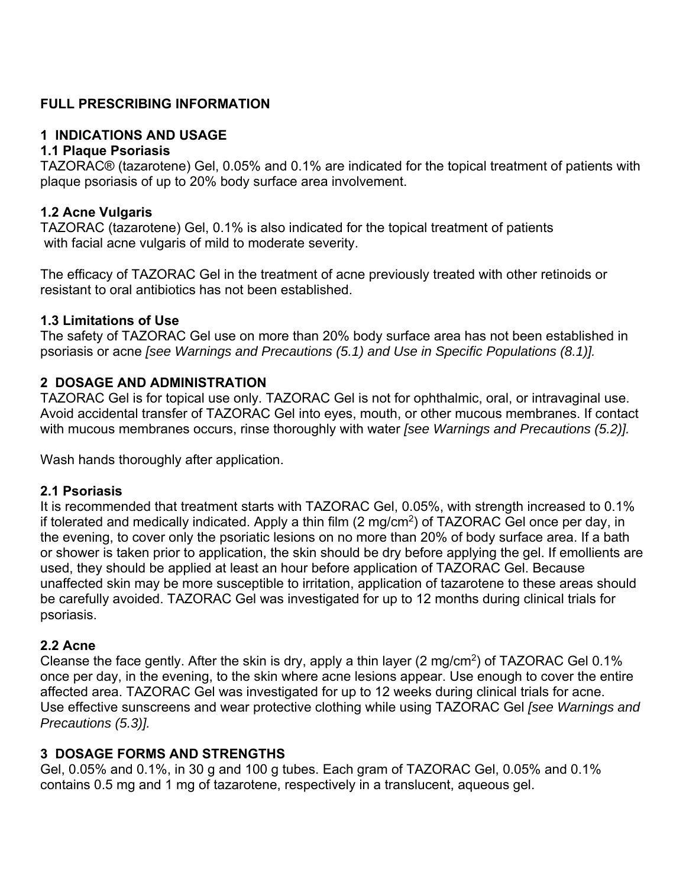**FULL PRESCRIBING INFORMATION**

## 1 INDICATIONS AND USAGE

### 1.1 Plaque Psoriasis

TAZORAC® (tazarotene) Gel, 0.05% and 0.1% are indicated for the topical treatment of patients with plaque psoriasis of up to 20% body surface area involvement.

### 1.2 Acne Vulgaris

TAZORAC (tazarotene) Gel, 0.1% is also indicated for the topical treatment of patients with facial acne vulgaris of mild to moderate severity.

The efficacy of TAZORAC Gel in the treatment of acne previously treated with other retinoids or resistant to oral antibiotics has not been established.

### 1.3 Limitations of Use

The safety of TAZORAC Gel use on more than 20% body surface area has not been established in psoriasis or acne *[see Warnings and Precautions (5.1) and Use in Specific Populations (8.1)].*

## 2 DOSAGE AND ADMINISTRATION

TAZORAC Gel is for topical use only. TAZORAC Gel is not for ophthalmic, oral, or intravaginal use. Avoid accidental transfer of TAZORAC Gel into eyes, mouth, or other mucous membranes. If contact with mucous membranes occurs, rinse thoroughly with water *[see Warnings and Precautions (5.2)].*

Wash hands thoroughly after application.

### 2.1 Psoriasis

It is recommended that treatment starts with TAZORAC Gel, 0.05%, with strength increased to 0.1% if tolerated and medically indicated. Apply a thin film (2 mg/cm$^2$) of TAZORAC Gel once per day, in the evening, to cover only the psoriatic lesions on no more than 20% of body surface area. If a bath or shower is taken prior to application, the skin should be dry before applying the gel. If emollients are used, they should be applied at least an hour before application of TAZORAC Gel. Because unaffected skin may be more susceptible to irritation, application of tazarotene to these areas should be carefully avoided. TAZORAC Gel was investigated for up to 12 months during clinical trials for psoriasis.

### 2.2 Acne

Cleanse the face gently. After the skin is dry, apply a thin layer (2 mg/cm$^2$) of TAZORAC Gel 0.1% once per day, in the evening, to the skin where acne lesions appear. Use enough to cover the entire affected area. TAZORAC Gel was investigated for up to 12 weeks during clinical trials for acne. Use effective sunscreens and wear protective clothing while using TAZORAC Gel *[see Warnings and Precautions (5.3)].*

## 3 DOSAGE FORMS AND STRENGTHS

Gel, 0.05% and 0.1%, in 30 g and 100 g tubes. Each gram of TAZORAC Gel, 0.05% and 0.1% contains 0.5 mg and 1 mg of tazarotene, respectively in a translucent, aqueous gel.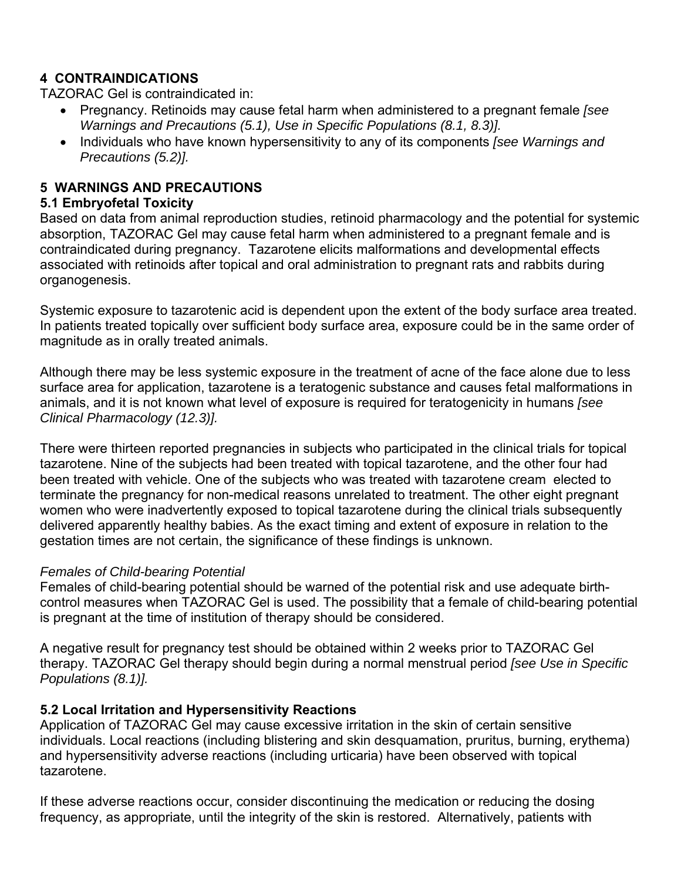## 4 CONTRAINDICATIONS

TAZORAC Gel is contraindicated in:

- Pregnancy. Retinoids may cause fetal harm when administered to a pregnant female *[see Warnings and Precautions (5.1), Use in Specific Populations (8.1, 8.3)].*
- Individuals who have known hypersensitivity to any of its components *[see Warnings and Precautions (5.2)].*

## 5 WARNINGS AND PRECAUTIONS

### 5.1 Embryofetal Toxicity

Based on data from animal reproduction studies, retinoid pharmacology and the potential for systemic absorption, TAZORAC Gel may cause fetal harm when administered to a pregnant female and is contraindicated during pregnancy. Tazarotene elicits malformations and developmental effects associated with retinoids after topical and oral administration to pregnant rats and rabbits during organogenesis.

Systemic exposure to tazarotenic acid is dependent upon the extent of the body surface area treated. In patients treated topically over sufficient body surface area, exposure could be in the same order of magnitude as in orally treated animals.

Although there may be less systemic exposure in the treatment of acne of the face alone due to less surface area for application, tazarotene is a teratogenic substance and causes fetal malformations in animals, and it is not known what level of exposure is required for teratogenicity in humans *[see Clinical Pharmacology (12.3)].*

There were thirteen reported pregnancies in subjects who participated in the clinical trials for topical tazarotene. Nine of the subjects had been treated with topical tazarotene, and the other four had been treated with vehicle. One of the subjects who was treated with tazarotene cream elected to terminate the pregnancy for non-medical reasons unrelated to treatment. The other eight pregnant women who were inadvertently exposed to topical tazarotene during the clinical trials subsequently delivered apparently healthy babies. As the exact timing and extent of exposure in relation to the gestation times are not certain, the significance of these findings is unknown.

*Females of Child-bearing Potential*

Females of child-bearing potential should be warned of the potential risk and use adequate birth-control measures when TAZORAC Gel is used. The possibility that a female of child-bearing potential is pregnant at the time of institution of therapy should be considered.

A negative result for pregnancy test should be obtained within 2 weeks prior to TAZORAC Gel therapy. TAZORAC Gel therapy should begin during a normal menstrual period *[see Use in Specific Populations (8.1)].*

### 5.2 Local Irritation and Hypersensitivity Reactions

Application of TAZORAC Gel may cause excessive irritation in the skin of certain sensitive individuals. Local reactions (including blistering and skin desquamation, pruritus, burning, erythema) and hypersensitivity adverse reactions (including urticaria) have been observed with topical tazarotene.

If these adverse reactions occur, consider discontinuing the medication or reducing the dosing frequency, as appropriate, until the integrity of the skin is restored. Alternatively, patients with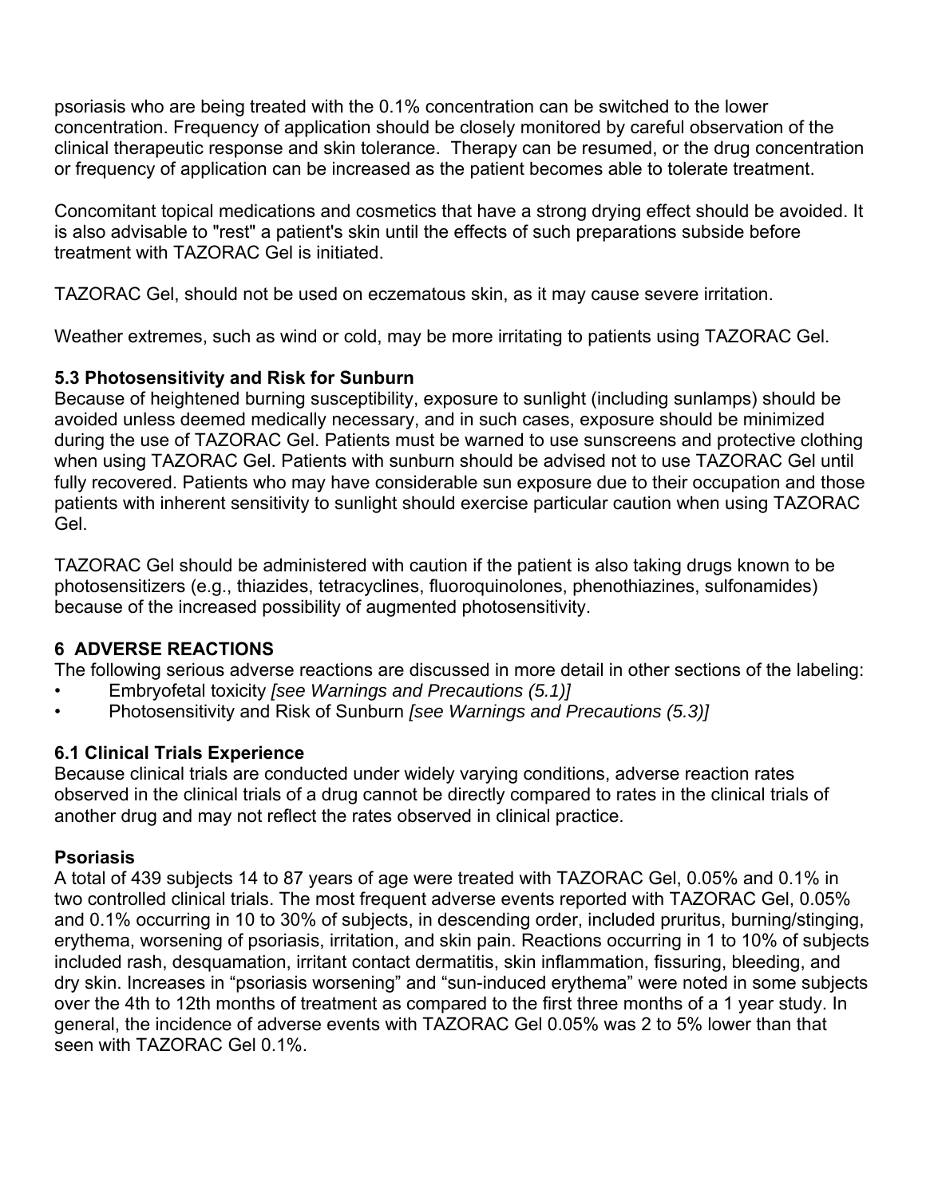psoriasis who are being treated with the 0.1% concentration can be switched to the lower concentration. Frequency of application should be closely monitored by careful observation of the clinical therapeutic response and skin tolerance. Therapy can be resumed, or the drug concentration or frequency of application can be increased as the patient becomes able to tolerate treatment.

Concomitant topical medications and cosmetics that have a strong drying effect should be avoided. It is also advisable to "rest" a patient's skin until the effects of such preparations subside before treatment with TAZORAC Gel is initiated.

TAZORAC Gel, should not be used on eczematous skin, as it may cause severe irritation.

Weather extremes, such as wind or cold, may be more irritating to patients using TAZORAC Gel.

### 5.3 Photosensitivity and Risk for Sunburn

Because of heightened burning susceptibility, exposure to sunlight (including sunlamps) should be avoided unless deemed medically necessary, and in such cases, exposure should be minimized during the use of TAZORAC Gel. Patients must be warned to use sunscreens and protective clothing when using TAZORAC Gel. Patients with sunburn should be advised not to use TAZORAC Gel until fully recovered. Patients who may have considerable sun exposure due to their occupation and those patients with inherent sensitivity to sunlight should exercise particular caution when using TAZORAC Gel.

TAZORAC Gel should be administered with caution if the patient is also taking drugs known to be photosensitizers (e.g., thiazides, tetracyclines, fluoroquinolones, phenothiazines, sulfonamides) because of the increased possibility of augmented photosensitivity.

## 6 ADVERSE REACTIONS

The following serious adverse reactions are discussed in more detail in other sections of the labeling:

- Embryofetal toxicity *[see Warnings and Precautions (5.1)]*
- Photosensitivity and Risk of Sunburn *[see Warnings and Precautions (5.3)]*

### 6.1 Clinical Trials Experience

Because clinical trials are conducted under widely varying conditions, adverse reaction rates observed in the clinical trials of a drug cannot be directly compared to rates in the clinical trials of another drug and may not reflect the rates observed in clinical practice.

**Psoriasis**

A total of 439 subjects 14 to 87 years of age were treated with TAZORAC Gel, 0.05% and 0.1% in two controlled clinical trials. The most frequent adverse events reported with TAZORAC Gel, 0.05% and 0.1% occurring in 10 to 30% of subjects, in descending order, included pruritus, burning/stinging, erythema, worsening of psoriasis, irritation, and skin pain. Reactions occurring in 1 to 10% of subjects included rash, desquamation, irritant contact dermatitis, skin inflammation, fissuring, bleeding, and dry skin. Increases in "psoriasis worsening" and "sun-induced erythema" were noted in some subjects over the 4th to 12th months of treatment as compared to the first three months of a 1 year study. In general, the incidence of adverse events with TAZORAC Gel 0.05% was 2 to 5% lower than that seen with TAZORAC Gel 0.1%.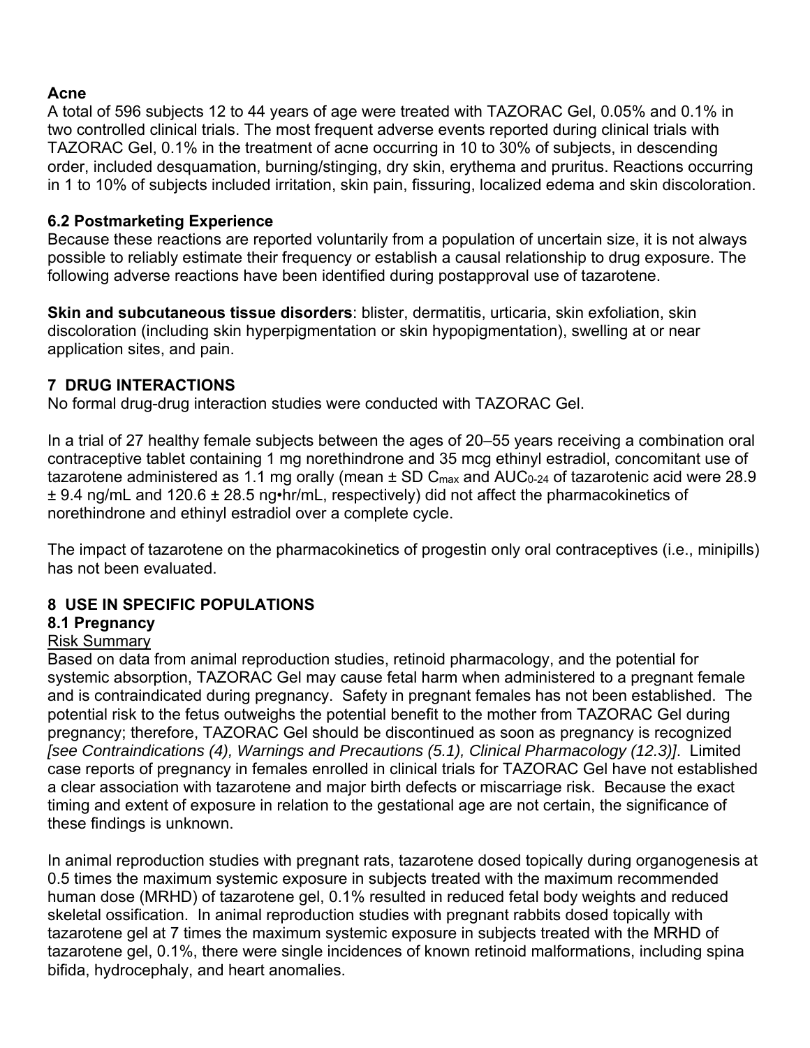**Acne**

A total of 596 subjects 12 to 44 years of age were treated with TAZORAC Gel, 0.05% and 0.1% in two controlled clinical trials. The most frequent adverse events reported during clinical trials with TAZORAC Gel, 0.1% in the treatment of acne occurring in 10 to 30% of subjects, in descending order, included desquamation, burning/stinging, dry skin, erythema and pruritus. Reactions occurring in 1 to 10% of subjects included irritation, skin pain, fissuring, localized edema and skin discoloration.

### 6.2 Postmarketing Experience

Because these reactions are reported voluntarily from a population of uncertain size, it is not always possible to reliably estimate their frequency or establish a causal relationship to drug exposure. The following adverse reactions have been identified during postapproval use of tazarotene.

**Skin and subcutaneous tissue disorders**: blister, dermatitis, urticaria, skin exfoliation, skin discoloration (including skin hyperpigmentation or skin hypopigmentation), swelling at or near application sites, and pain.

## 7 DRUG INTERACTIONS

No formal drug-drug interaction studies were conducted with TAZORAC Gel.

In a trial of 27 healthy female subjects between the ages of 20–55 years receiving a combination oral contraceptive tablet containing 1 mg norethindrone and 35 mcg ethinyl estradiol, concomitant use of tazarotene administered as 1.1 mg orally (mean ± SD $C_{max}$ and $AUC_{0-24}$ of tazarotenic acid were 28.9 ± 9.4 ng/mL and 120.6 ± 28.5 ng•hr/mL, respectively) did not affect the pharmacokinetics of norethindrone and ethinyl estradiol over a complete cycle.

The impact of tazarotene on the pharmacokinetics of progestin only oral contraceptives (i.e., minipills) has not been evaluated.

## 8 USE IN SPECIFIC POPULATIONS

### 8.1 Pregnancy

Risk Summary

Based on data from animal reproduction studies, retinoid pharmacology, and the potential for systemic absorption, TAZORAC Gel may cause fetal harm when administered to a pregnant female and is contraindicated during pregnancy. Safety in pregnant females has not been established. The potential risk to the fetus outweighs the potential benefit to the mother from TAZORAC Gel during pregnancy; therefore, TAZORAC Gel should be discontinued as soon as pregnancy is recognized *[see Contraindications (4), Warnings and Precautions (5.1), Clinical Pharmacology (12.3)]*. Limited case reports of pregnancy in females enrolled in clinical trials for TAZORAC Gel have not established a clear association with tazarotene and major birth defects or miscarriage risk. Because the exact timing and extent of exposure in relation to the gestational age are not certain, the significance of these findings is unknown.

In animal reproduction studies with pregnant rats, tazarotene dosed topically during organogenesis at 0.5 times the maximum systemic exposure in subjects treated with the maximum recommended human dose (MRHD) of tazarotene gel, 0.1% resulted in reduced fetal body weights and reduced skeletal ossification. In animal reproduction studies with pregnant rabbits dosed topically with tazarotene gel at 7 times the maximum systemic exposure in subjects treated with the MRHD of tazarotene gel, 0.1%, there were single incidences of known retinoid malformations, including spina bifida, hydrocephaly, and heart anomalies.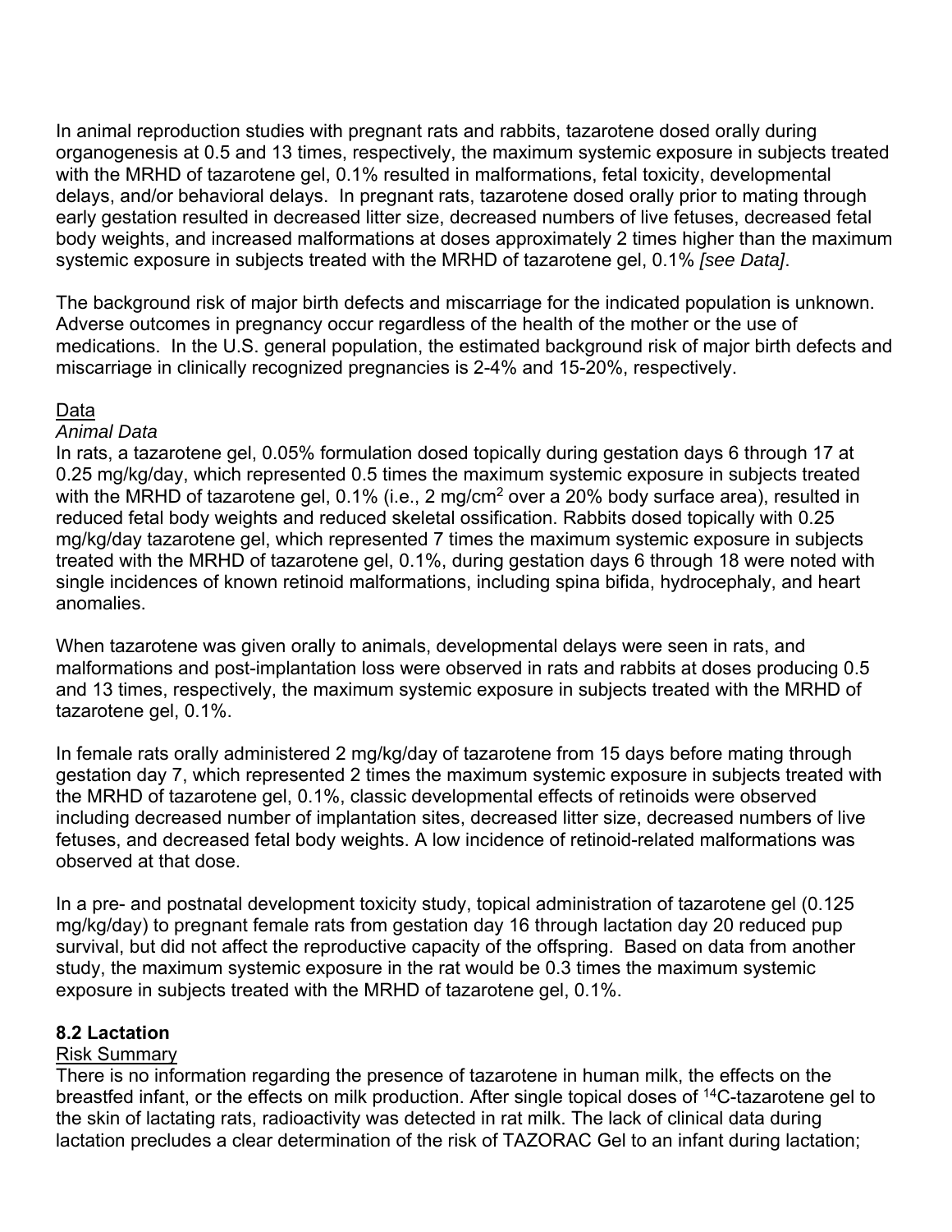In animal reproduction studies with pregnant rats and rabbits, tazarotene dosed orally during organogenesis at 0.5 and 13 times, respectively, the maximum systemic exposure in subjects treated with the MRHD of tazarotene gel, 0.1% resulted in malformations, fetal toxicity, developmental delays, and/or behavioral delays. In pregnant rats, tazarotene dosed orally prior to mating through early gestation resulted in decreased litter size, decreased numbers of live fetuses, decreased fetal body weights, and increased malformations at doses approximately 2 times higher than the maximum systemic exposure in subjects treated with the MRHD of tazarotene gel, 0.1% *[see Data]*.

The background risk of major birth defects and miscarriage for the indicated population is unknown. Adverse outcomes in pregnancy occur regardless of the health of the mother or the use of medications. In the U.S. general population, the estimated background risk of major birth defects and miscarriage in clinically recognized pregnancies is 2-4% and 15-20%, respectively.

<u>Data</u>

*Animal Data*

In rats, a tazarotene gel, 0.05% formulation dosed topically during gestation days 6 through 17 at 0.25 mg/kg/day, which represented 0.5 times the maximum systemic exposure in subjects treated with the MRHD of tazarotene gel, 0.1% (i.e., 2 mg/cm$^2$ over a 20% body surface area), resulted in reduced fetal body weights and reduced skeletal ossification. Rabbits dosed topically with 0.25 mg/kg/day tazarotene gel, which represented 7 times the maximum systemic exposure in subjects treated with the MRHD of tazarotene gel, 0.1%, during gestation days 6 through 18 were noted with single incidences of known retinoid malformations, including spina bifida, hydrocephaly, and heart anomalies.

When tazarotene was given orally to animals, developmental delays were seen in rats, and malformations and post-implantation loss were observed in rats and rabbits at doses producing 0.5 and 13 times, respectively, the maximum systemic exposure in subjects treated with the MRHD of tazarotene gel, 0.1%.

In female rats orally administered 2 mg/kg/day of tazarotene from 15 days before mating through gestation day 7, which represented 2 times the maximum systemic exposure in subjects treated with the MRHD of tazarotene gel, 0.1%, classic developmental effects of retinoids were observed including decreased number of implantation sites, decreased litter size, decreased numbers of live fetuses, and decreased fetal body weights. A low incidence of retinoid-related malformations was observed at that dose.

In a pre- and postnatal development toxicity study, topical administration of tazarotene gel (0.125 mg/kg/day) to pregnant female rats from gestation day 16 through lactation day 20 reduced pup survival, but did not affect the reproductive capacity of the offspring. Based on data from another study, the maximum systemic exposure in the rat would be 0.3 times the maximum systemic exposure in subjects treated with the MRHD of tazarotene gel, 0.1%.

### 8.2 Lactation

<u>Risk Summary</u>

There is no information regarding the presence of tazarotene in human milk, the effects on the breastfed infant, or the effects on milk production. After single topical doses of $^{14}$C-tazarotene gel to the skin of lactating rats, radioactivity was detected in rat milk. The lack of clinical data during lactation precludes a clear determination of the risk of TAZORAC Gel to an infant during lactation;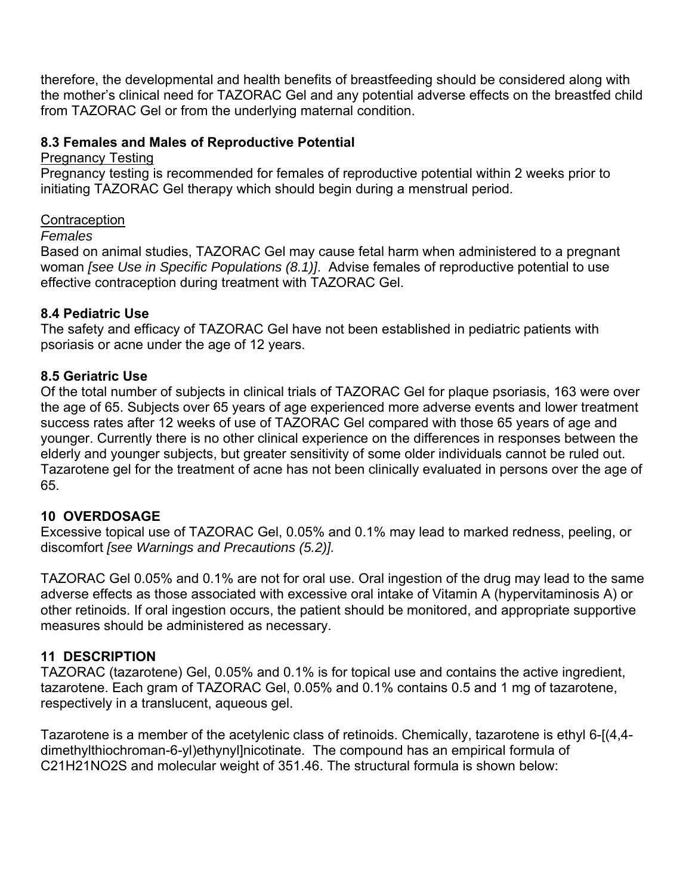therefore, the developmental and health benefits of breastfeeding should be considered along with the mother's clinical need for TAZORAC Gel and any potential adverse effects on the breastfed child from TAZORAC Gel or from the underlying maternal condition.

### 8.3 Females and Males of Reproductive Potential

Pregnancy Testing

Pregnancy testing is recommended for females of reproductive potential within 2 weeks prior to initiating TAZORAC Gel therapy which should begin during a menstrual period.

Contraception

*Females*

Based on animal studies, TAZORAC Gel may cause fetal harm when administered to a pregnant woman *[see Use in Specific Populations (8.1)]*. Advise females of reproductive potential to use effective contraception during treatment with TAZORAC Gel.

### 8.4 Pediatric Use

The safety and efficacy of TAZORAC Gel have not been established in pediatric patients with psoriasis or acne under the age of 12 years.

### 8.5 Geriatric Use

Of the total number of subjects in clinical trials of TAZORAC Gel for plaque psoriasis, 163 were over the age of 65. Subjects over 65 years of age experienced more adverse events and lower treatment success rates after 12 weeks of use of TAZORAC Gel compared with those 65 years of age and younger. Currently there is no other clinical experience on the differences in responses between the elderly and younger subjects, but greater sensitivity of some older individuals cannot be ruled out. Tazarotene gel for the treatment of acne has not been clinically evaluated in persons over the age of 65.

## 10 OVERDOSAGE

Excessive topical use of TAZORAC Gel, 0.05% and 0.1% may lead to marked redness, peeling, or discomfort *[see Warnings and Precautions (5.2)].*

TAZORAC Gel 0.05% and 0.1% are not for oral use. Oral ingestion of the drug may lead to the same adverse effects as those associated with excessive oral intake of Vitamin A (hypervitaminosis A) or other retinoids. If oral ingestion occurs, the patient should be monitored, and appropriate supportive measures should be administered as necessary.

## 11 DESCRIPTION

TAZORAC (tazarotene) Gel, 0.05% and 0.1% is for topical use and contains the active ingredient, tazarotene. Each gram of TAZORAC Gel, 0.05% and 0.1% contains 0.5 and 1 mg of tazarotene, respectively in a translucent, aqueous gel.

Tazarotene is a member of the acetylenic class of retinoids. Chemically, tazarotene is ethyl 6-[(4,4-dimethylthiochroman-6-yl)ethynyl]nicotinate. The compound has an empirical formula of $C_{21}H_{21}NO_2S$ and molecular weight of 351.46. The structural formula is shown below: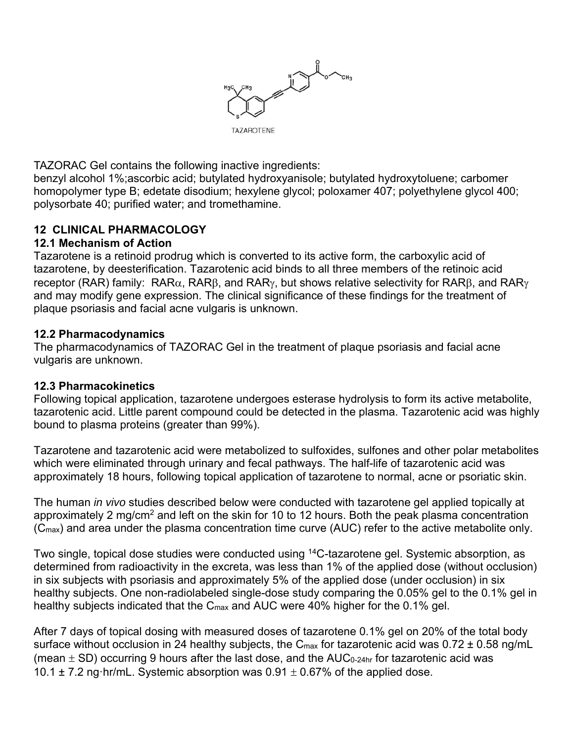TAZAROTENE

TAZORAC Gel contains the following inactive ingredients:
benzyl alcohol 1%;ascorbic acid; butylated hydroxyanisole; butylated hydroxytoluene; carbomer homopolymer type B; edetate disodium; hexylene glycol; poloxamer 407; polyethylene glycol 400; polysorbate 40; purified water; and tromethamine.

## 12 CLINICAL PHARMACOLOGY

### 12.1 Mechanism of Action

Tazarotene is a retinoid prodrug which is converted to its active form, the carboxylic acid of tazarotene, by deesterification. Tazarotenic acid binds to all three members of the retinoic acid receptor (RAR) family: RAR$\alpha$, RAR$\beta$, and RAR$\gamma$, but shows relative selectivity for RAR$\beta$, and RAR$\gamma$ and may modify gene expression. The clinical significance of these findings for the treatment of plaque psoriasis and facial acne vulgaris is unknown.

### 12.2 Pharmacodynamics

The pharmacodynamics of TAZORAC Gel in the treatment of plaque psoriasis and facial acne vulgaris are unknown.

### 12.3 Pharmacokinetics

Following topical application, tazarotene undergoes esterase hydrolysis to form its active metabolite, tazarotenic acid. Little parent compound could be detected in the plasma. Tazarotenic acid was highly bound to plasma proteins (greater than 99%).

Tazarotene and tazarotenic acid were metabolized to sulfoxides, sulfones and other polar metabolites which were eliminated through urinary and fecal pathways. The half-life of tazarotenic acid was approximately 18 hours, following topical application of tazarotene to normal, acne or psoriatic skin.

The human *in vivo* studies described below were conducted with tazarotene gel applied topically at approximately 2 mg/cm$^2$ and left on the skin for 10 to 12 hours. Both the peak plasma concentration ($C_{max}$) and area under the plasma concentration time curve (AUC) refer to the active metabolite only.

Two single, topical dose studies were conducted using $^{14}$C-tazarotene gel. Systemic absorption, as determined from radioactivity in the excreta, was less than 1% of the applied dose (without occlusion) in six subjects with psoriasis and approximately 5% of the applied dose (under occlusion) in six healthy subjects. One non-radiolabeled single-dose study comparing the 0.05% gel to the 0.1% gel in healthy subjects indicated that the $C_{max}$ and AUC were 40% higher for the 0.1% gel.

After 7 days of topical dosing with measured doses of tazarotene 0.1% gel on 20% of the total body surface without occlusion in 24 healthy subjects, the $C_{max}$ for tazarotenic acid was 0.72 ± 0.58 ng/mL (mean ± SD) occurring 9 hours after the last dose, and the $AUC_{0\text{-}24hr}$ for tazarotenic acid was 10.1 ± 7.2 ng·hr/mL. Systemic absorption was 0.91 ± 0.67% of the applied dose.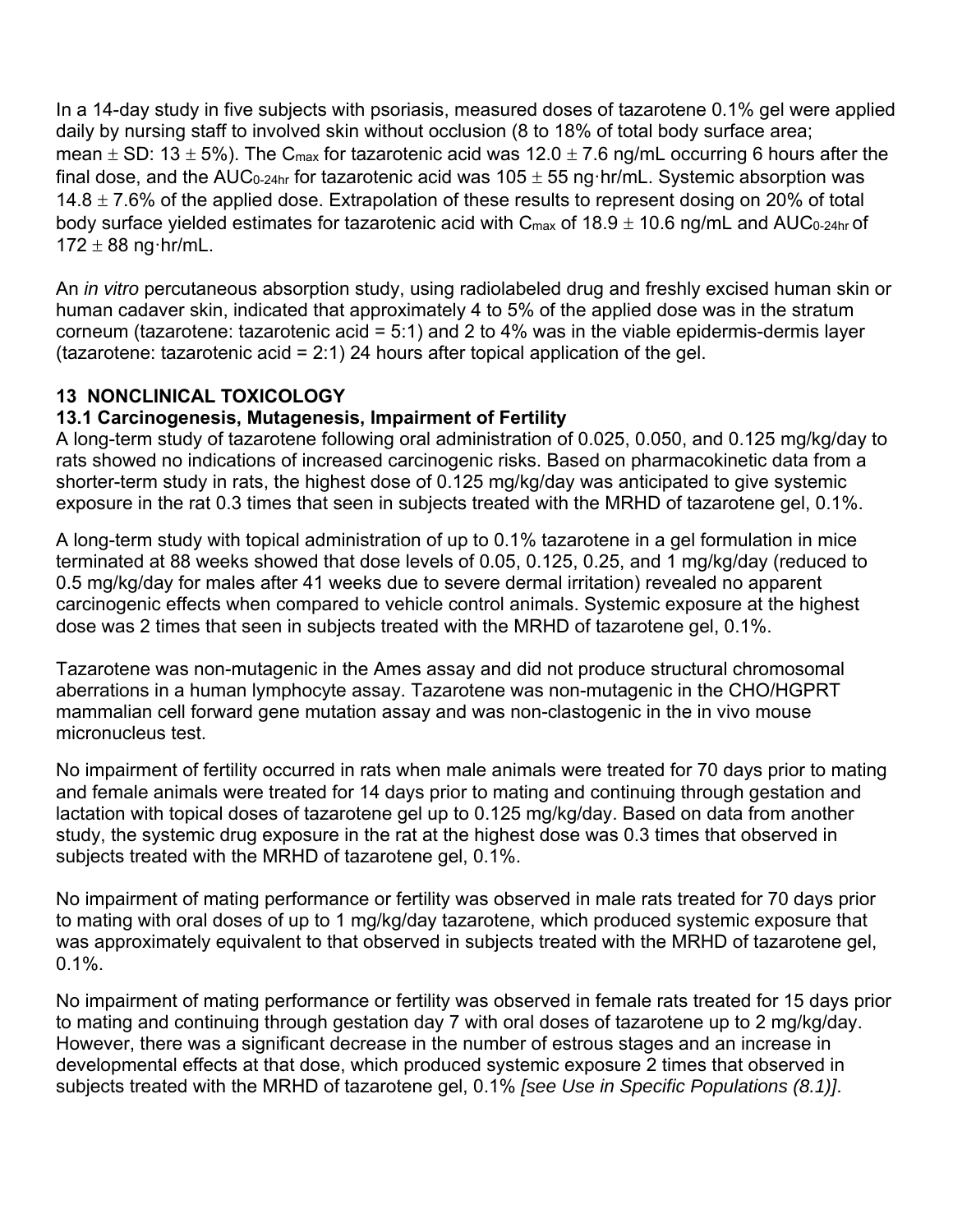In a 14-day study in five subjects with psoriasis, measured doses of tazarotene 0.1% gel were applied daily by nursing staff to involved skin without occlusion (8 to 18% of total body surface area; mean $\pm$ SD: 13 $\pm$ 5%). The $C_{max}$ for tazarotenic acid was 12.0 $\pm$ 7.6 ng/mL occurring 6 hours after the final dose, and the $AUC_{0\text{-}24hr}$ for tazarotenic acid was 105 $\pm$ 55 ng·hr/mL. Systemic absorption was 14.8 $\pm$ 7.6% of the applied dose. Extrapolation of these results to represent dosing on 20% of total body surface yielded estimates for tazarotenic acid with $C_{max}$ of 18.9 $\pm$ 10.6 ng/mL and $AUC_{0\text{-}24hr}$ of 172 $\pm$ 88 ng·hr/mL.

An *in vitro* percutaneous absorption study, using radiolabeled drug and freshly excised human skin or human cadaver skin, indicated that approximately 4 to 5% of the applied dose was in the stratum corneum (tazarotene: tazarotenic acid = 5:1) and 2 to 4% was in the viable epidermis-dermis layer (tazarotene: tazarotenic acid = 2:1) 24 hours after topical application of the gel.

## 13 NONCLINICAL TOXICOLOGY

### 13.1 Carcinogenesis, Mutagenesis, Impairment of Fertility

A long-term study of tazarotene following oral administration of 0.025, 0.050, and 0.125 mg/kg/day to rats showed no indications of increased carcinogenic risks. Based on pharmacokinetic data from a shorter-term study in rats, the highest dose of 0.125 mg/kg/day was anticipated to give systemic exposure in the rat 0.3 times that seen in subjects treated with the MRHD of tazarotene gel, 0.1%.

A long-term study with topical administration of up to 0.1% tazarotene in a gel formulation in mice terminated at 88 weeks showed that dose levels of 0.05, 0.125, 0.25, and 1 mg/kg/day (reduced to 0.5 mg/kg/day for males after 41 weeks due to severe dermal irritation) revealed no apparent carcinogenic effects when compared to vehicle control animals. Systemic exposure at the highest dose was 2 times that seen in subjects treated with the MRHD of tazarotene gel, 0.1%.

Tazarotene was non-mutagenic in the Ames assay and did not produce structural chromosomal aberrations in a human lymphocyte assay. Tazarotene was non-mutagenic in the CHO/HGPRT mammalian cell forward gene mutation assay and was non-clastogenic in the in vivo mouse micronucleus test.

No impairment of fertility occurred in rats when male animals were treated for 70 days prior to mating and female animals were treated for 14 days prior to mating and continuing through gestation and lactation with topical doses of tazarotene gel up to 0.125 mg/kg/day. Based on data from another study, the systemic drug exposure in the rat at the highest dose was 0.3 times that observed in subjects treated with the MRHD of tazarotene gel, 0.1%.

No impairment of mating performance or fertility was observed in male rats treated for 70 days prior to mating with oral doses of up to 1 mg/kg/day tazarotene, which produced systemic exposure that was approximately equivalent to that observed in subjects treated with the MRHD of tazarotene gel, 0.1%.

No impairment of mating performance or fertility was observed in female rats treated for 15 days prior to mating and continuing through gestation day 7 with oral doses of tazarotene up to 2 mg/kg/day. However, there was a significant decrease in the number of estrous stages and an increase in developmental effects at that dose, which produced systemic exposure 2 times that observed in subjects treated with the MRHD of tazarotene gel, 0.1% *[see Use in Specific Populations (8.1)]*.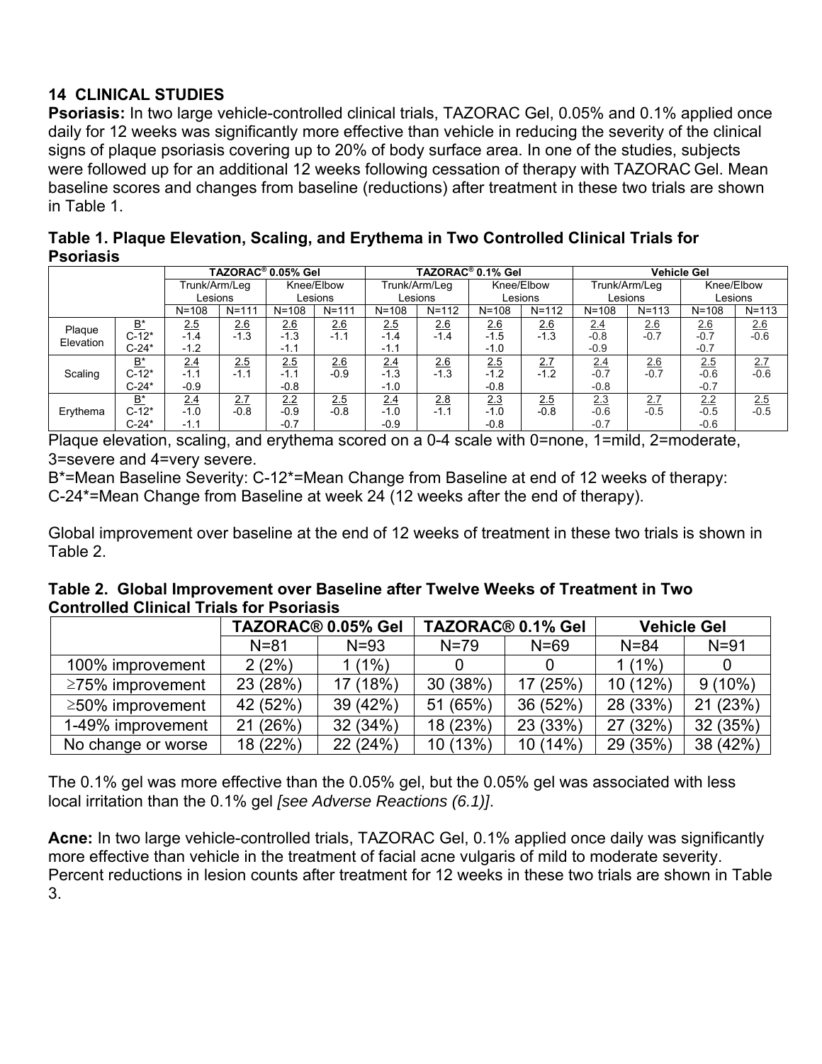## 14 CLINICAL STUDIES

**Psoriasis:** In two large vehicle-controlled clinical trials, TAZORAC Gel, 0.05% and 0.1% applied once daily for 12 weeks was significantly more effective than vehicle in reducing the severity of the clinical signs of plaque psoriasis covering up to 20% of body surface area. In one of the studies, subjects were followed up for an additional 12 weeks following cessation of therapy with TAZORAC Gel. Mean baseline scores and changes from baseline (reductions) after treatment in these two trials are shown in Table 1.

**Table 1. Plaque Elevation, Scaling, and Erythema in Two Controlled Clinical Trials for Psoriasis**

| | | TAZORAC® 0.05% Gel | | | | TAZORAC® 0.1% Gel | | | | Vehicle Gel | | | |
|---|---|---|---|---|---|---|---|---|---|---|---|---|---|
| | | Trunk/Arm/Leg Lesions | | Knee/Elbow Lesions | | Trunk/Arm/Leg Lesions | | Knee/Elbow Lesions | | Trunk/Arm/Leg Lesions | | Knee/Elbow Lesions | |
| | | N=108 | N=111 | N=108 | N=111 | N=108 | N=112 | N=108 | N=112 | N=108 | N=113 | N=108 | N=113 |
| Plaque Elevation | B* | 2.5 | 2.6 | 2.6 | 2.6 | 2.5 | 2.6 | 2.6 | 2.6 | 2.4 | 2.6 | 2.6 | 2.6 |
| | C-12* | -1.4 | -1.3 | -1.3 | -1.1 | -1.4 | -1.4 | -1.5 | -1.3 | -0.8 | -0.7 | -0.7 | -0.6 |
| | C-24* | -1.2 | | -1.1 | | -1.1 | | -1.0 | | -0.9 | | -0.7 | |
| Scaling | B* | 2.4 | 2.5 | 2.5 | 2.6 | 2.4 | 2.6 | 2.5 | 2.7 | 2.4 | 2.6 | 2.5 | 2.7 |
| | C-12* | -1.1 | -1.1 | -1.1 | -0.9 | -1.3 | -1.3 | -1.2 | -1.2 | -0.7 | -0.7 | -0.6 | -0.6 |
| | C-24* | -0.9 | | -0.8 | | -1.0 | | -0.8 | | -0.8 | | -0.7 | |
| Erythema | B* | 2.4 | 2.7 | 2.2 | 2.5 | 2.4 | 2.8 | 2.3 | 2.5 | 2.3 | 2.7 | 2.2 | 2.5 |
| | C-12* | -1.0 | -0.8 | -0.9 | -0.8 | -1.0 | -1.1 | -1.0 | -0.8 | -0.6 | -0.5 | -0.5 | -0.5 |
| | C-24* | -1.1 | | -0.7 | | -0.9 | | -0.8 | | -0.7 | | -0.6 | |

Plaque elevation, scaling, and erythema scored on a 0-4 scale with 0=none, 1=mild, 2=moderate, 3=severe and 4=very severe.

B*=Mean Baseline Severity: C-12*=Mean Change from Baseline at end of 12 weeks of therapy: C-24*=Mean Change from Baseline at week 24 (12 weeks after the end of therapy).

Global improvement over baseline at the end of 12 weeks of treatment in these two trials is shown in Table 2.

**Table 2. Global Improvement over Baseline after Twelve Weeks of Treatment in Two Controlled Clinical Trials for Psoriasis**

| | TAZORAC® 0.05% Gel | | TAZORAC® 0.1% Gel | | Vehicle Gel | |
|---|---|---|---|---|---|---|
| | N=81 | N=93 | N=79 | N=69 | N=84 | N=91 |
| 100% improvement | 2 (2%) | 1 (1%) | 0 | 0 | 1 (1%) | 0 |
| ≥75% improvement | 23 (28%) | 17 (18%) | 30 (38%) | 17 (25%) | 10 (12%) | 9 (10%) |
| ≥50% improvement | 42 (52%) | 39 (42%) | 51 (65%) | 36 (52%) | 28 (33%) | 21 (23%) |
| 1-49% improvement | 21 (26%) | 32 (34%) | 18 (23%) | 23 (33%) | 27 (32%) | 32 (35%) |
| No change or worse | 18 (22%) | 22 (24%) | 10 (13%) | 10 (14%) | 29 (35%) | 38 (42%) |

The 0.1% gel was more effective than the 0.05% gel, but the 0.05% gel was associated with less local irritation than the 0.1% gel *[see Adverse Reactions (6.1)]*.

**Acne:** In two large vehicle-controlled trials, TAZORAC Gel, 0.1% applied once daily was significantly more effective than vehicle in the treatment of facial acne vulgaris of mild to moderate severity. Percent reductions in lesion counts after treatment for 12 weeks in these two trials are shown in Table 3.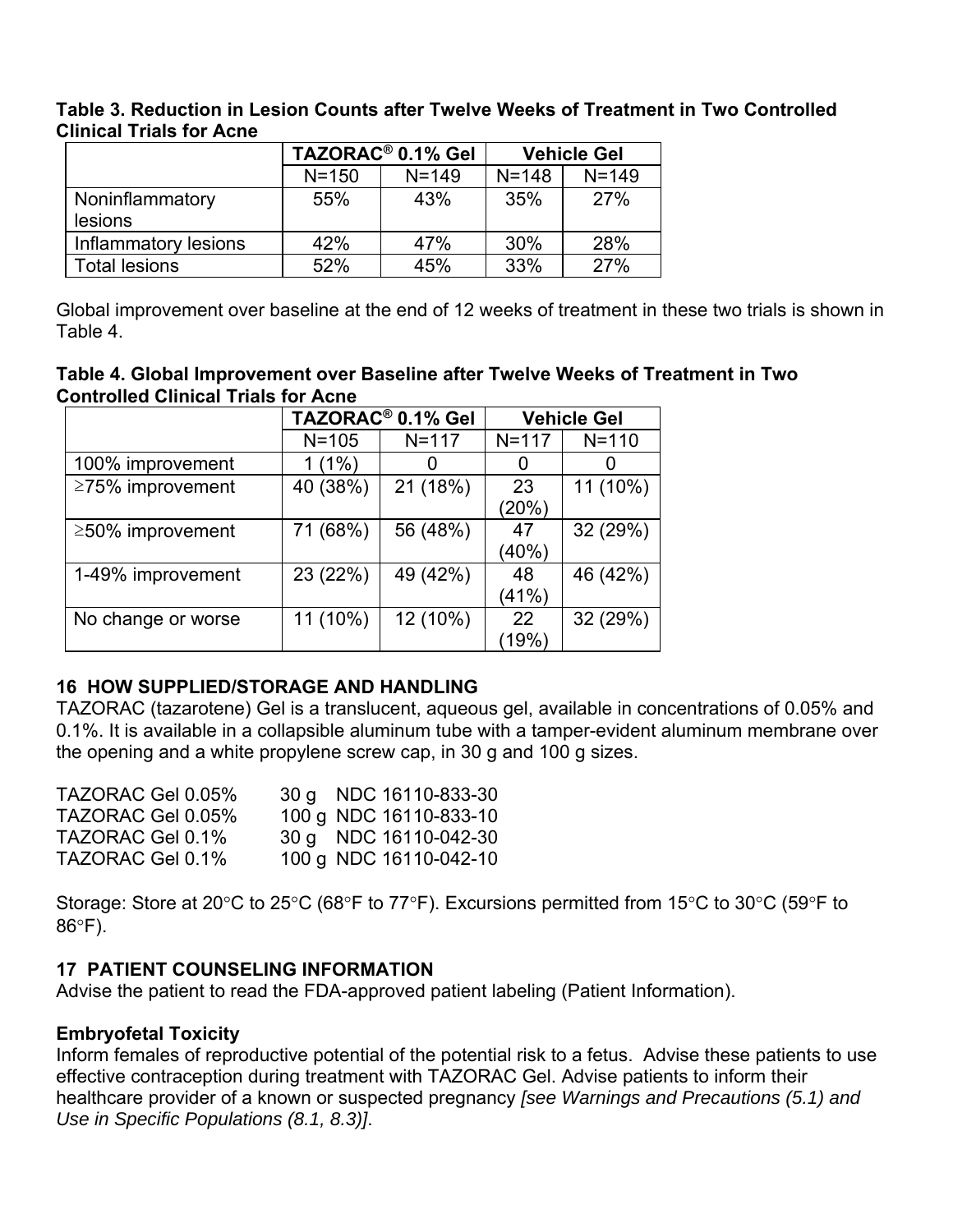**Table 3. Reduction in Lesion Counts after Twelve Weeks of Treatment in Two Controlled Clinical Trials for Acne**

| | TAZORAC® 0.1% Gel | | Vehicle Gel | |
|---|---|---|---|---|
| | N=150 | N=149 | N=148 | N=149 |
| Noninflammatory lesions | 55% | 43% | 35% | 27% |
| Inflammatory lesions | 42% | 47% | 30% | 28% |
| Total lesions | 52% | 45% | 33% | 27% |

Global improvement over baseline at the end of 12 weeks of treatment in these two trials is shown in Table 4.

**Table 4. Global Improvement over Baseline after Twelve Weeks of Treatment in Two Controlled Clinical Trials for Acne**

| | TAZORAC® 0.1% Gel | | Vehicle Gel | |
|---|---|---|---|---|
| | N=105 | N=117 | N=117 | N=110 |
| 100% improvement | 1 (1%) | 0 | 0 | 0 |
| ≥75% improvement | 40 (38%) | 21 (18%) | 23 (20%) | 11 (10%) |
| ≥50% improvement | 71 (68%) | 56 (48%) | 47 (40%) | 32 (29%) |
| 1-49% improvement | 23 (22%) | 49 (42%) | 48 (41%) | 46 (42%) |
| No change or worse | 11 (10%) | 12 (10%) | 22 (19%) | 32 (29%) |

## 16 HOW SUPPLIED/STORAGE AND HANDLING

TAZORAC (tazarotene) Gel is a translucent, aqueous gel, available in concentrations of 0.05% and 0.1%. It is available in a collapsible aluminum tube with a tamper-evident aluminum membrane over the opening and a white propylene screw cap, in 30 g and 100 g sizes.

| | | |
|---|---|---|
| TAZORAC Gel 0.05% | 30 g | NDC 16110-833-30 |
| TAZORAC Gel 0.05% | 100 g | NDC 16110-833-10 |
| TAZORAC Gel 0.1% | 30 g | NDC 16110-042-30 |
| TAZORAC Gel 0.1% | 100 g | NDC 16110-042-10 |

Storage: Store at 20°C to 25°C (68°F to 77°F). Excursions permitted from 15°C to 30°C (59°F to 86°F).

## 17 PATIENT COUNSELING INFORMATION

Advise the patient to read the FDA-approved patient labeling (Patient Information).

**Embryofetal Toxicity**

Inform females of reproductive potential of the potential risk to a fetus. Advise these patients to use effective contraception during treatment with TAZORAC Gel. Advise patients to inform their healthcare provider of a known or suspected pregnancy *[see Warnings and Precautions (5.1) and Use in Specific Populations (8.1, 8.3)]*.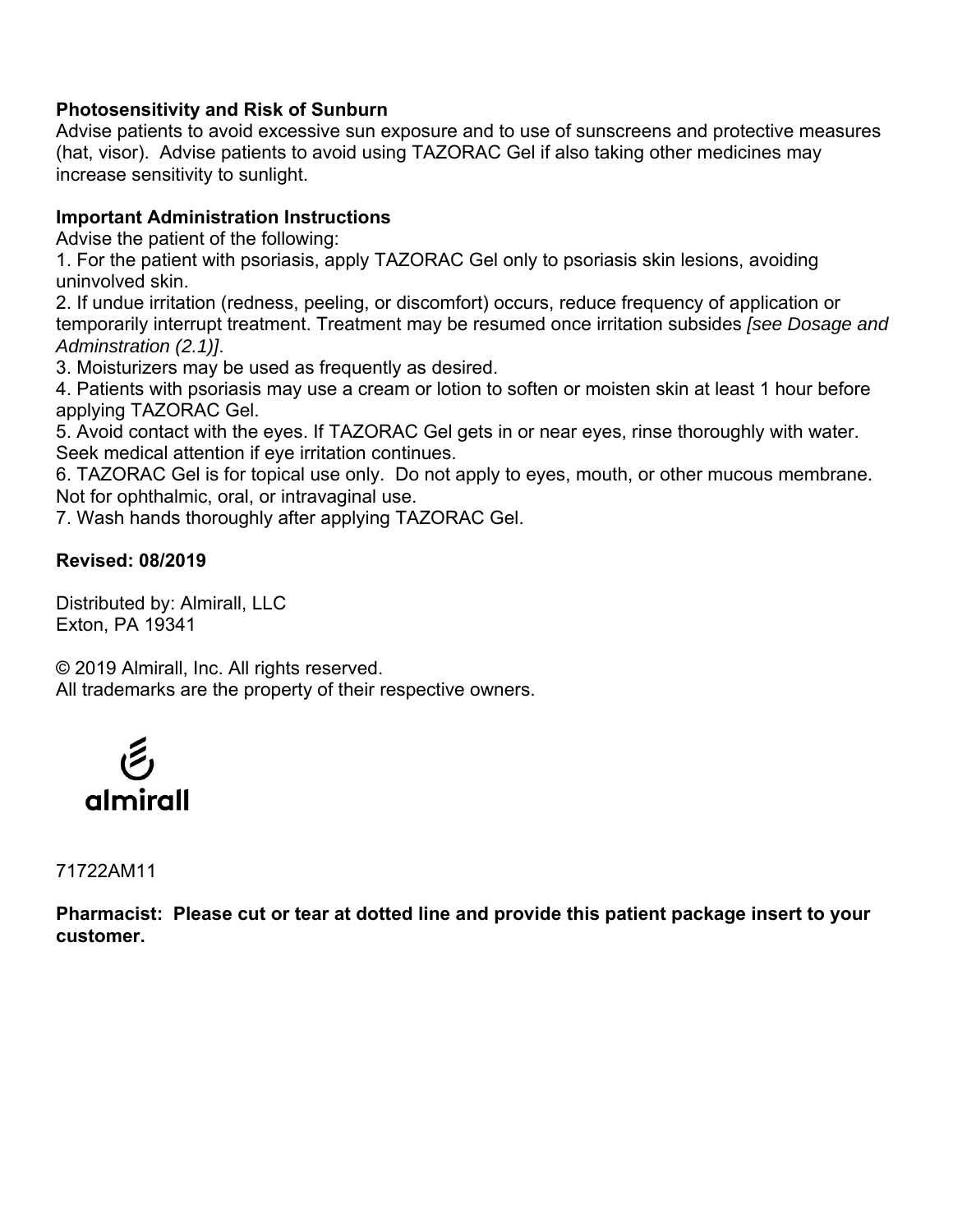**Photosensitivity and Risk of Sunburn**

Advise patients to avoid excessive sun exposure and to use of sunscreens and protective measures (hat, visor). Advise patients to avoid using TAZORAC Gel if also taking other medicines may increase sensitivity to sunlight.

**Important Administration Instructions**

Advise the patient of the following:

1. For the patient with psoriasis, apply TAZORAC Gel only to psoriasis skin lesions, avoiding uninvolved skin.
2. If undue irritation (redness, peeling, or discomfort) occurs, reduce frequency of application or temporarily interrupt treatment. Treatment may be resumed once irritation subsides *[see Dosage and Adminstration (2.1)]*.
3. Moisturizers may be used as frequently as desired.
4. Patients with psoriasis may use a cream or lotion to soften or moisten skin at least 1 hour before applying TAZORAC Gel.
5. Avoid contact with the eyes. If TAZORAC Gel gets in or near eyes, rinse thoroughly with water. Seek medical attention if eye irritation continues.
6. TAZORAC Gel is for topical use only. Do not apply to eyes, mouth, or other mucous membrane. Not for ophthalmic, oral, or intravaginal use.
7. Wash hands thoroughly after applying TAZORAC Gel.

**Revised: 08/2019**

Distributed by: Almirall, LLC
Exton, PA 19341

© 2019 Almirall, Inc. All rights reserved.
All trademarks are the property of their respective owners.

almirall

71722AM11

**Pharmacist: Please cut or tear at dotted line and provide this patient package insert to your customer.**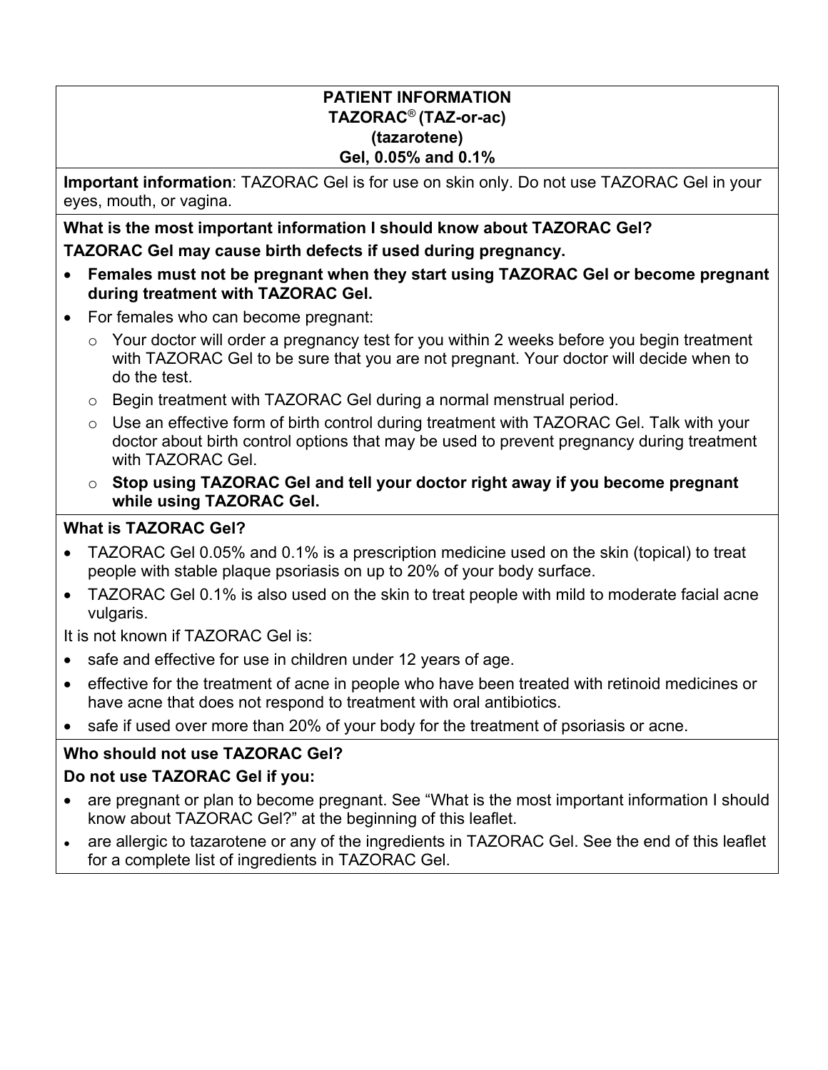# PATIENT INFORMATION
## TAZORAC® (TAZ-or-ac)
## (tazarotene)
## Gel, 0.05% and 0.1%

**Important information**: TAZORAC Gel is for use on skin only. Do not use TAZORAC Gel in your eyes, mouth, or vagina.

**What is the most important information I should know about TAZORAC Gel?**

**TAZORAC Gel may cause birth defects if used during pregnancy.**

- **Females must not be pregnant when they start using TAZORAC Gel or become pregnant during treatment with TAZORAC Gel.**
- For females who can become pregnant:
  - Your doctor will order a pregnancy test for you within 2 weeks before you begin treatment with TAZORAC Gel to be sure that you are not pregnant. Your doctor will decide when to do the test.
  - Begin treatment with TAZORAC Gel during a normal menstrual period.
  - Use an effective form of birth control during treatment with TAZORAC Gel. Talk with your doctor about birth control options that may be used to prevent pregnancy during treatment with TAZORAC Gel.
  - **Stop using TAZORAC Gel and tell your doctor right away if you become pregnant while using TAZORAC Gel.**

**What is TAZORAC Gel?**

- TAZORAC Gel 0.05% and 0.1% is a prescription medicine used on the skin (topical) to treat people with stable plaque psoriasis on up to 20% of your body surface.
- TAZORAC Gel 0.1% is also used on the skin to treat people with mild to moderate facial acne vulgaris.

It is not known if TAZORAC Gel is:

- safe and effective for use in children under 12 years of age.
- effective for the treatment of acne in people who have been treated with retinoid medicines or have acne that does not respond to treatment with oral antibiotics.
- safe if used over more than 20% of your body for the treatment of psoriasis or acne.

**Who should not use TAZORAC Gel?**

**Do not use TAZORAC Gel if you:**

- are pregnant or plan to become pregnant. See "What is the most important information I should know about TAZORAC Gel?" at the beginning of this leaflet.
- are allergic to tazarotene or any of the ingredients in TAZORAC Gel. See the end of this leaflet for a complete list of ingredients in TAZORAC Gel.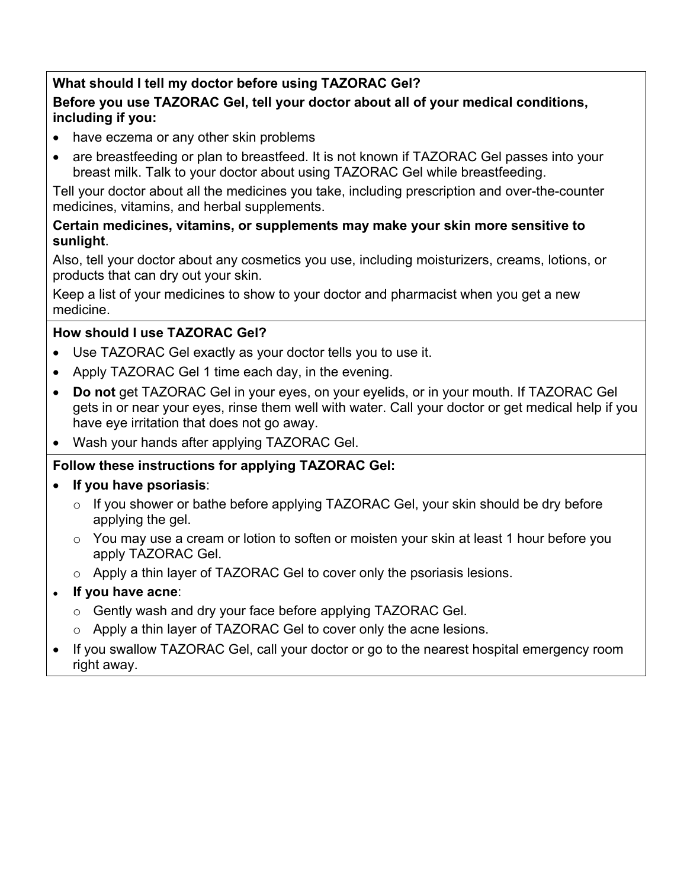**What should I tell my doctor before using TAZORAC Gel?**

**Before you use TAZORAC Gel, tell your doctor about all of your medical conditions, including if you:**

- have eczema or any other skin problems
- are breastfeeding or plan to breastfeed. It is not known if TAZORAC Gel passes into your breast milk. Talk to your doctor about using TAZORAC Gel while breastfeeding.

Tell your doctor about all the medicines you take, including prescription and over-the-counter medicines, vitamins, and herbal supplements.

**Certain medicines, vitamins, or supplements may make your skin more sensitive to sunlight**.

Also, tell your doctor about any cosmetics you use, including moisturizers, creams, lotions, or products that can dry out your skin.

Keep a list of your medicines to show to your doctor and pharmacist when you get a new medicine.

**How should I use TAZORAC Gel?**

- Use TAZORAC Gel exactly as your doctor tells you to use it.
- Apply TAZORAC Gel 1 time each day, in the evening.
- **Do not** get TAZORAC Gel in your eyes, on your eyelids, or in your mouth. If TAZORAC Gel gets in or near your eyes, rinse them well with water. Call your doctor or get medical help if you have eye irritation that does not go away.
- Wash your hands after applying TAZORAC Gel.

**Follow these instructions for applying TAZORAC Gel:**

- **If you have psoriasis**:
  - If you shower or bathe before applying TAZORAC Gel, your skin should be dry before applying the gel.
  - You may use a cream or lotion to soften or moisten your skin at least 1 hour before you apply TAZORAC Gel.
  - Apply a thin layer of TAZORAC Gel to cover only the psoriasis lesions.
- **If you have acne**:
  - Gently wash and dry your face before applying TAZORAC Gel.
  - Apply a thin layer of TAZORAC Gel to cover only the acne lesions.
- If you swallow TAZORAC Gel, call your doctor or go to the nearest hospital emergency room right away.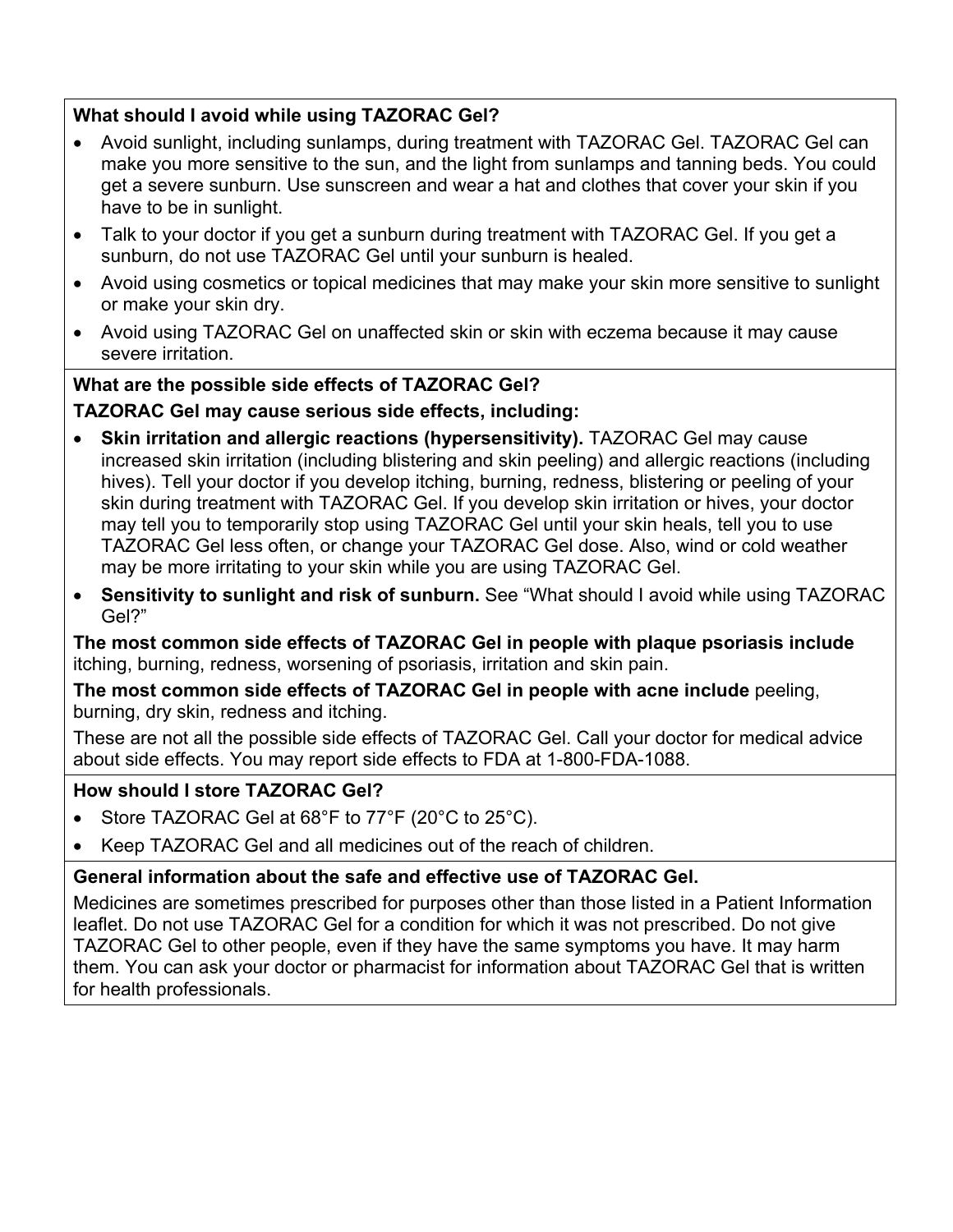**What should I avoid while using TAZORAC Gel?**

- Avoid sunlight, including sunlamps, during treatment with TAZORAC Gel. TAZORAC Gel can make you more sensitive to the sun, and the light from sunlamps and tanning beds. You could get a severe sunburn. Use sunscreen and wear a hat and clothes that cover your skin if you have to be in sunlight.
- Talk to your doctor if you get a sunburn during treatment with TAZORAC Gel. If you get a sunburn, do not use TAZORAC Gel until your sunburn is healed.
- Avoid using cosmetics or topical medicines that may make your skin more sensitive to sunlight or make your skin dry.
- Avoid using TAZORAC Gel on unaffected skin or skin with eczema because it may cause severe irritation.

**What are the possible side effects of TAZORAC Gel?**

**TAZORAC Gel may cause serious side effects, including:**

- **Skin irritation and allergic reactions (hypersensitivity).** TAZORAC Gel may cause increased skin irritation (including blistering and skin peeling) and allergic reactions (including hives). Tell your doctor if you develop itching, burning, redness, blistering or peeling of your skin during treatment with TAZORAC Gel. If you develop skin irritation or hives, your doctor may tell you to temporarily stop using TAZORAC Gel until your skin heals, tell you to use TAZORAC Gel less often, or change your TAZORAC Gel dose. Also, wind or cold weather may be more irritating to your skin while you are using TAZORAC Gel.
- **Sensitivity to sunlight and risk of sunburn.** See "What should I avoid while using TAZORAC Gel?"

**The most common side effects of TAZORAC Gel in people with plaque psoriasis include** itching, burning, redness, worsening of psoriasis, irritation and skin pain.

**The most common side effects of TAZORAC Gel in people with acne include** peeling, burning, dry skin, redness and itching.

These are not all the possible side effects of TAZORAC Gel. Call your doctor for medical advice about side effects. You may report side effects to FDA at 1-800-FDA-1088.

**How should I store TAZORAC Gel?**

- Store TAZORAC Gel at 68°F to 77°F (20°C to 25°C).
- Keep TAZORAC Gel and all medicines out of the reach of children.

**General information about the safe and effective use of TAZORAC Gel.**

Medicines are sometimes prescribed for purposes other than those listed in a Patient Information leaflet. Do not use TAZORAC Gel for a condition for which it was not prescribed. Do not give TAZORAC Gel to other people, even if they have the same symptoms you have. It may harm them. You can ask your doctor or pharmacist for information about TAZORAC Gel that is written for health professionals.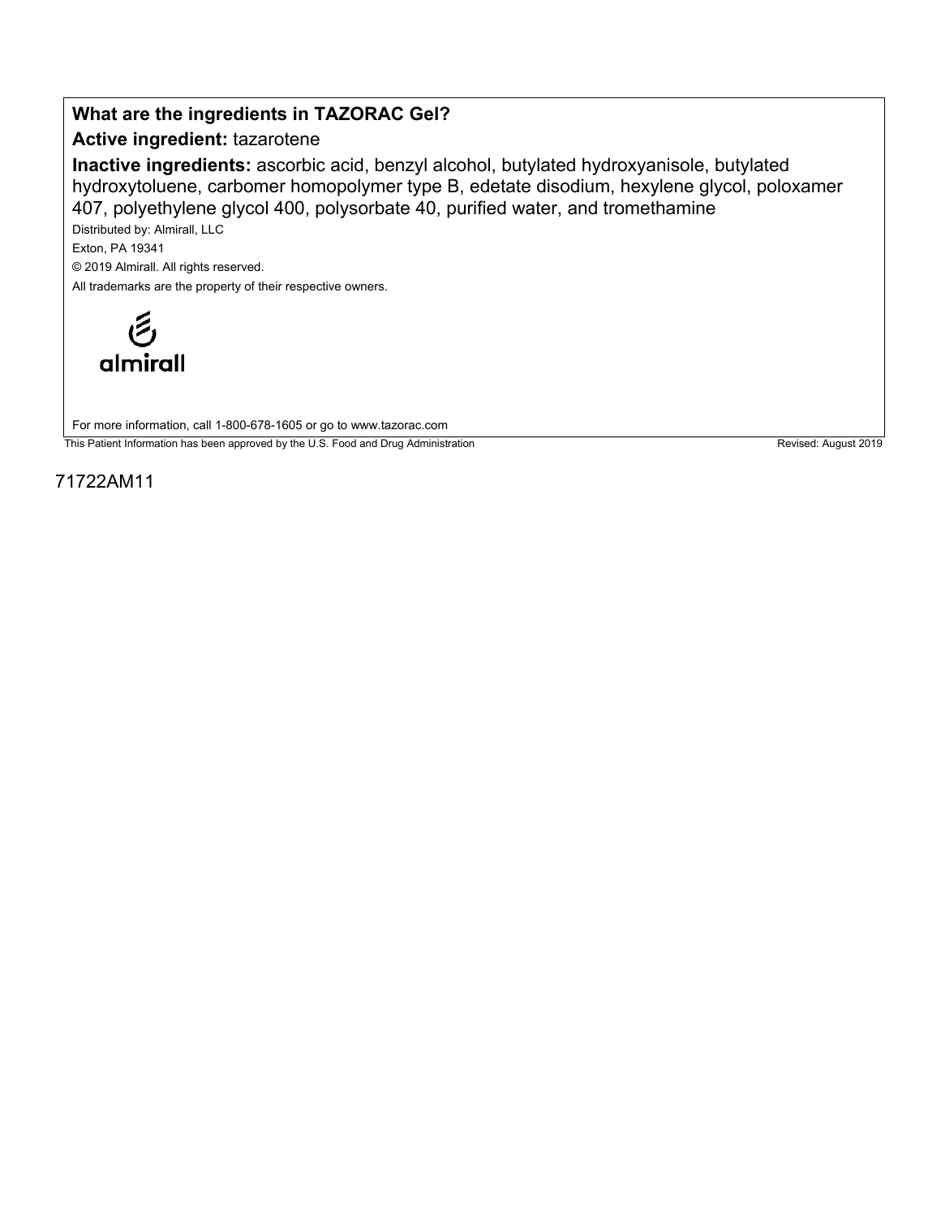**What are the ingredients in TAZORAC Gel?**

**Active ingredient:** tazarotene

**Inactive ingredients:** ascorbic acid, benzyl alcohol, butylated hydroxyanisole, butylated hydroxytoluene, carbomer homopolymer type B, edetate disodium, hexylene glycol, poloxamer 407, polyethylene glycol 400, polysorbate 40, purified water, and tromethamine

Distributed by: Almirall, LLC

Exton, PA 19341

© 2019 Almirall. All rights reserved.

All trademarks are the property of their respective owners.

almirall

For more information, call 1-800-678-1605 or go to www.tazorac.com

This Patient Information has been approved by the U.S. Food and Drug Administration

Revised: August 2019

71722AM11